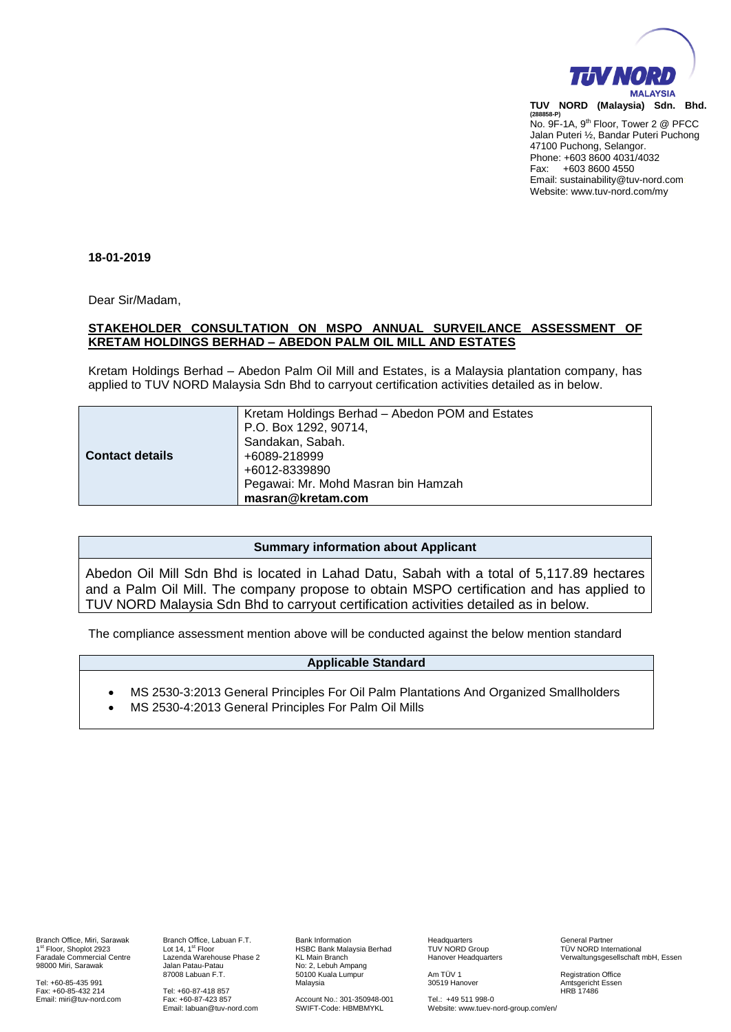**TUV NORD (Malaysia) Sdn. Bhd.**
**(288858-P)**
No. 9F-1A, 9th Floor, Tower 2 @ PFCC
Jalan Puteri ½, Bandar Puteri Puchong
47100 Puchong, Selangor.
Phone: +603 8600 4031/4032
Fax: +603 8600 4550
Email: sustainability@tuv-nord.com
Website: www.tuv-nord.com/my

**18-01-2019**

Dear Sir/Madam,

**STAKEHOLDER CONSULTATION ON MSPO ANNUAL SURVEILANCE ASSESSMENT OF KRETAM HOLDINGS BERHAD – ABEDON PALM OIL MILL AND ESTATES**

Kretam Holdings Berhad – Abedon Palm Oil Mill and Estates, is a Malaysia plantation company, has applied to TUV NORD Malaysia Sdn Bhd to carryout certification activities detailed as in below.

| | |
|---|---|
| **Contact details** | Kretam Holdings Berhad – Abedon POM and Estates<br>P.O. Box 1292, 90714,<br>Sandakan, Sabah.<br>+6089-218999<br>+6012-8339890<br>Pegawai: Mr. Mohd Masran bin Hamzah<br>**masran@kretam.com** |

| **Summary information about Applicant** |
|---|
| Abedon Oil Mill Sdn Bhd is located in Lahad Datu, Sabah with a total of 5,117.89 hectares and a Palm Oil Mill. The company propose to obtain MSPO certification and has applied to TUV NORD Malaysia Sdn Bhd to carryout certification activities detailed as in below. |

The compliance assessment mention above will be conducted against the below mention standard

**Applicable Standard**

- MS 2530-3:2013 General Principles For Oil Palm Plantations And Organized Smallholders
- MS 2530-4:2013 General Principles For Palm Oil Mills

Branch Office, Miri, Sarawak
1st Floor, Shoplot 2923
Faradale Commercial Centre
98000 Miri, Sarawak

Tel: +60-85-435 991
Fax: +60-85-432 214
Email: miri@tuv-nord.com

Branch Office, Labuan F.T.
Lot 14, 1st Floor
Lazenda Warehouse Phase 2
Jalan Patau-Patau
87008 Labuan F.T.

Tel: +60-87-418 857
Fax: +60-87-423 857
Email: labuan@tuv-nord.com

Bank Information
HSBC Bank Malaysia Berhad
KL Main Branch
No: 2, Lebuh Ampang
50100 Kuala Lumpur
Malaysia

Account No.: 301-350948-001
SWIFT-Code: HBMBMYKL

Headquarters
TUV NORD Group
Hanover Headquarters

Am TÜV 1
30519 Hanover

Tel.: +49 511 998-0
Website: www.tuev-nord-group.com/en/

General Partner
TÜV NORD International
Verwaltungsgesellschaft mbH, Essen

Registration Office
Amtsgericht Essen
HRB 17486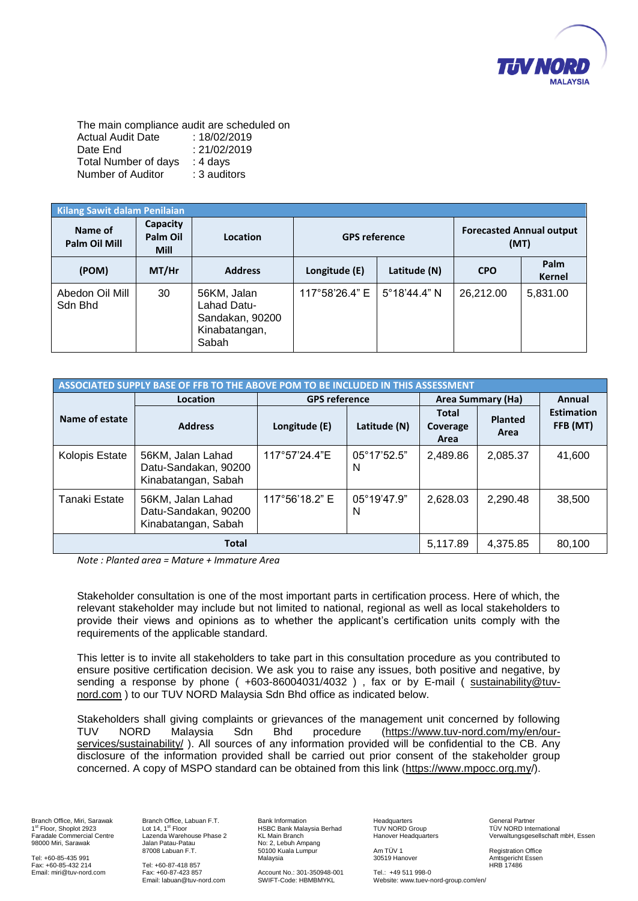The main compliance audit are scheduled on

Actual Audit Date : 18/02/2019
Date End : 21/02/2019
Total Number of days : 4 days
Number of Auditor : 3 auditors

| Kilang Sawit dalam Penilaian | | | | | | |
|---|---|---|---|---|---|---|
| Name of Palm Oil Mill | Capacity Palm Oil Mill | Location | GPS reference | | Forecasted Annual output (MT) | |
| (POM) | MT/Hr | Address | Longitude (E) | Latitude (N) | CPO | Palm Kernel |
| Abedon Oil Mill Sdn Bhd | 30 | 56KM, Jalan Lahad Datu-Sandakan, 90200 Kinabatangan, Sabah | 117°58'26.4" E | 5°18'44.4" N | 26,212.00 | 5,831.00 |

| ASSOCIATED SUPPLY BASE OF FFB TO THE ABOVE POM TO BE INCLUDED IN THIS ASSESSMENT | | | | | | |
|---|---|---|---|---|---|---|
| Name of estate | Location | GPS reference | | Area Summary (Ha) | | Annual Estimation FFB (MT) |
| | Address | Longitude (E) | Latitude (N) | Total Coverage Area | Planted Area | |
| Kolopis Estate | 56KM, Jalan Lahad Datu-Sandakan, 90200 Kinabatangan, Sabah | 117°57'24.4"E | 05°17'52.5" N | 2,489.86 | 2,085.37 | 41,600 |
| Tanaki Estate | 56KM, Jalan Lahad Datu-Sandakan, 90200 Kinabatangan, Sabah | 117°56'18.2" E | 05°19'47.9" N | 2,628.03 | 2,290.48 | 38,500 |
| Total | | | | 5,117.89 | 4,375.85 | 80,100 |

*Note : Planted area = Mature + Immature Area*

Stakeholder consultation is one of the most important parts in certification process. Here of which, the relevant stakeholder may include but not limited to national, regional as well as local stakeholders to provide their views and opinions as to whether the applicant's certification units comply with the requirements of the applicable standard.

This letter is to invite all stakeholders to take part in this consultation procedure as you contributed to ensure positive certification decision. We ask you to raise any issues, both positive and negative, by sending a response by phone ( +603-86004031/4032 ) , fax or by E-mail ( sustainability@tuv-nord.com ) to our TUV NORD Malaysia Sdn Bhd office as indicated below.

Stakeholders shall giving complaints or grievances of the management unit concerned by following TUV NORD Malaysia Sdn Bhd procedure (https://www.tuv-nord.com/my/en/our-services/sustainability/ ). All sources of any information provided will be confidential to the CB. Any disclosure of the information provided shall be carried out prior consent of the stakeholder group concerned. A copy of MSPO standard can be obtained from this link (https://www.mpocc.org.my/).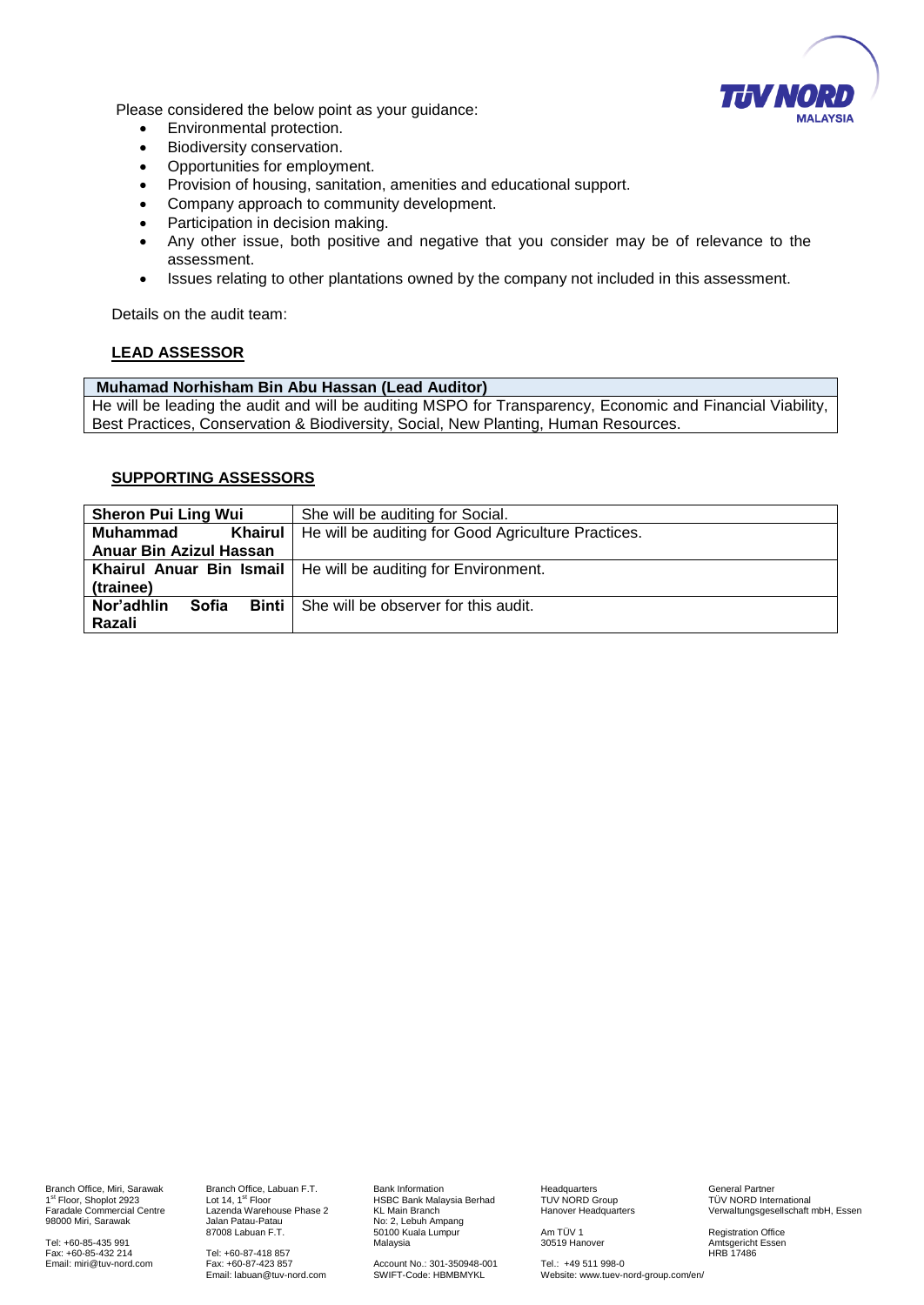Please considered the below point as your guidance:

- Environmental protection.
- Biodiversity conservation.
- Opportunities for employment.
- Provision of housing, sanitation, amenities and educational support.
- Company approach to community development.
- Participation in decision making.
- Any other issue, both positive and negative that you consider may be of relevance to the assessment.
- Issues relating to other plantations owned by the company not included in this assessment.

Details on the audit team:

**LEAD ASSESSOR**

| **Muhamad Norhisham Bin Abu Hassan (Lead Auditor)** |
|---|
| He will be leading the audit and will be auditing MSPO for Transparency, Economic and Financial Viability, Best Practices, Conservation & Biodiversity, Social, New Planting, Human Resources. |

**SUPPORTING ASSESSORS**

| | |
|---|---|
| **Sheron Pui Ling Wui** | She will be auditing for Social. |
| **Muhammad Khairul Anuar Bin Azizul Hassan** | He will be auditing for Good Agriculture Practices. |
| **Khairul Anuar Bin Ismail (trainee)** | He will be auditing for Environment. |
| **Nor'adhlin Sofia Binti Razali** | She will be observer for this audit. |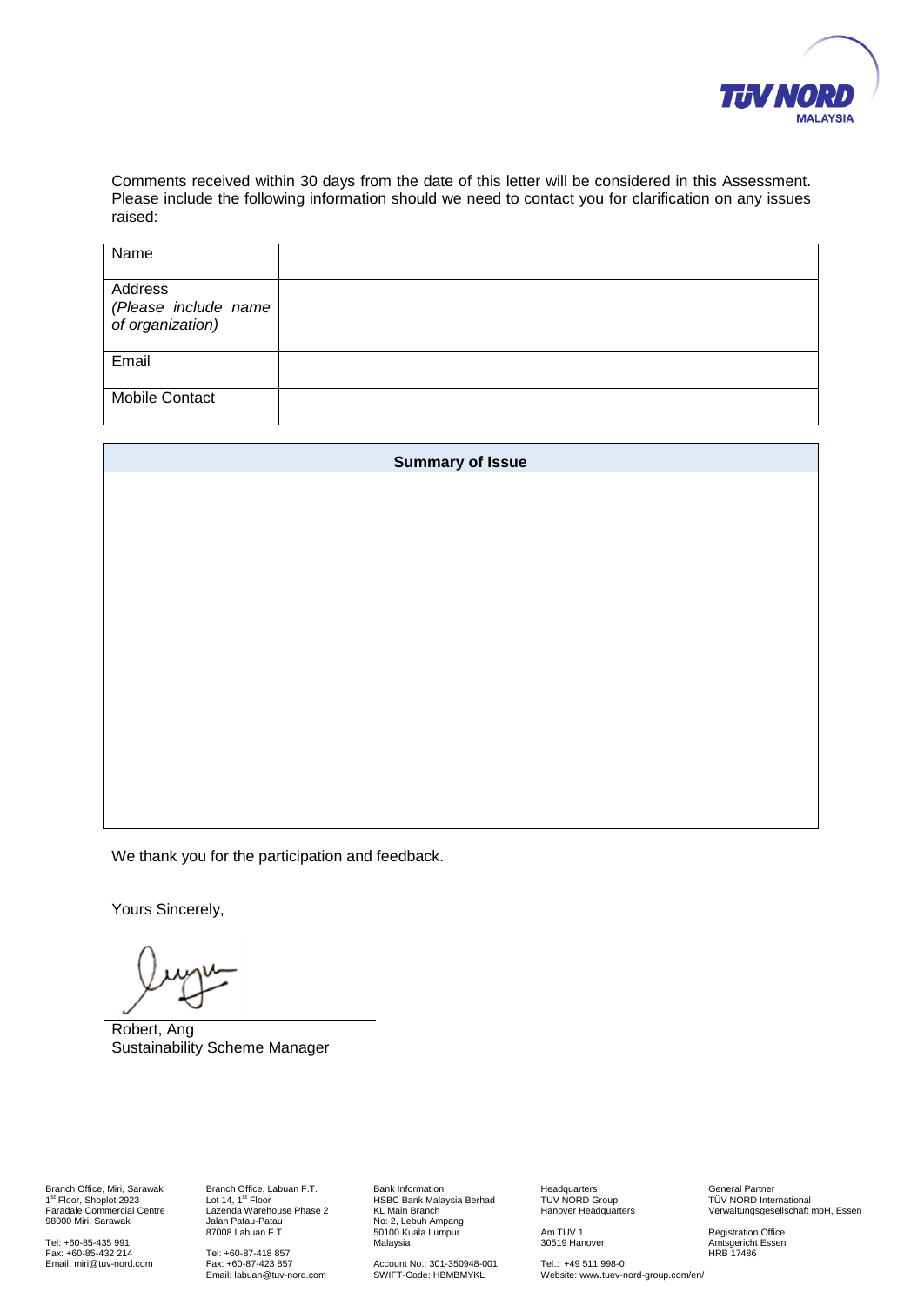Comments received within 30 days from the date of this letter will be considered in this Assessment. Please include the following information should we need to contact you for clarification on any issues raised:

| | |
|---|---|
| Name | |
| Address *(Please include name of organization)* | |
| Email | |
| Mobile Contact | |

| **Summary of Issue** |
|---|
| |

We thank you for the participation and feedback.

Yours Sincerely,

Robert, Ang
Sustainability Scheme Manager

Branch Office, Miri, Sarawak
1st Floor, Shoplot 2923
Faradale Commercial Centre
98000 Miri, Sarawak

Tel: +60-85-435 991
Fax: +60-85-432 214
Email: miri@tuv-nord.com

Branch Office, Labuan F.T.
Lot 14, 1st Floor
Lazenda Warehouse Phase 2
Jalan Patau-Patau
87008 Labuan F.T.

Tel: +60-87-418 857
Fax: +60-87-423 857
Email: labuan@tuv-nord.com

Bank Information
HSBC Bank Malaysia Berhad
KL Main Branch
No: 2, Lebuh Ampang
50100 Kuala Lumpur
Malaysia

Account No.: 301-350948-001
SWIFT-Code: HBMBMYKL

Headquarters
TUV NORD Group
Hanover Headquarters

Am TÜV 1
30519 Hanover

Tel.: +49 511 998-0
Website: www.tuev-nord-group.com/en/

General Partner
TÜV NORD International
Verwaltungsgesellschaft mbH, Essen

Registration Office
Amtsgericht Essen
HRB 17486